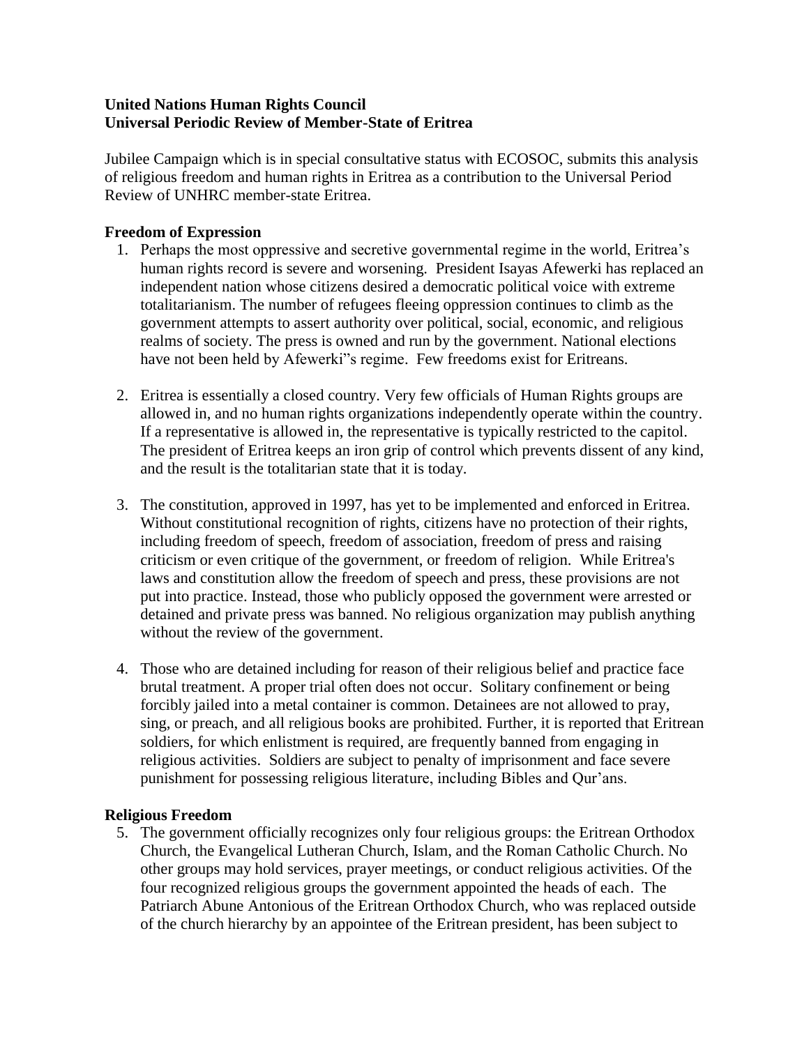**United Nations Human Rights Council**
**Universal Periodic Review of Member-State of Eritrea**

Jubilee Campaign which is in special consultative status with ECOSOC, submits this analysis of religious freedom and human rights in Eritrea as a contribution to the Universal Period Review of UNHRC member-state Eritrea.

**Freedom of Expression**

1. Perhaps the most oppressive and secretive governmental regime in the world, Eritrea's human rights record is severe and worsening. President Isayas Afewerki has replaced an independent nation whose citizens desired a democratic political voice with extreme totalitarianism. The number of refugees fleeing oppression continues to climb as the government attempts to assert authority over political, social, economic, and religious realms of society. The press is owned and run by the government. National elections have not been held by Afewerki"s regime. Few freedoms exist for Eritreans.

2. Eritrea is essentially a closed country. Very few officials of Human Rights groups are allowed in, and no human rights organizations independently operate within the country. If a representative is allowed in, the representative is typically restricted to the capitol. The president of Eritrea keeps an iron grip of control which prevents dissent of any kind, and the result is the totalitarian state that it is today.

3. The constitution, approved in 1997, has yet to be implemented and enforced in Eritrea. Without constitutional recognition of rights, citizens have no protection of their rights, including freedom of speech, freedom of association, freedom of press and raising criticism or even critique of the government, or freedom of religion. While Eritrea's laws and constitution allow the freedom of speech and press, these provisions are not put into practice. Instead, those who publicly opposed the government were arrested or detained and private press was banned. No religious organization may publish anything without the review of the government.

4. Those who are detained including for reason of their religious belief and practice face brutal treatment. A proper trial often does not occur. Solitary confinement or being forcibly jailed into a metal container is common. Detainees are not allowed to pray, sing, or preach, and all religious books are prohibited. Further, it is reported that Eritrean soldiers, for which enlistment is required, are frequently banned from engaging in religious activities. Soldiers are subject to penalty of imprisonment and face severe punishment for possessing religious literature, including Bibles and Qur'ans.

**Religious Freedom**

5. The government officially recognizes only four religious groups: the Eritrean Orthodox Church, the Evangelical Lutheran Church, Islam, and the Roman Catholic Church. No other groups may hold services, prayer meetings, or conduct religious activities. Of the four recognized religious groups the government appointed the heads of each. The Patriarch Abune Antonious of the Eritrean Orthodox Church, who was replaced outside of the church hierarchy by an appointee of the Eritrean president, has been subject to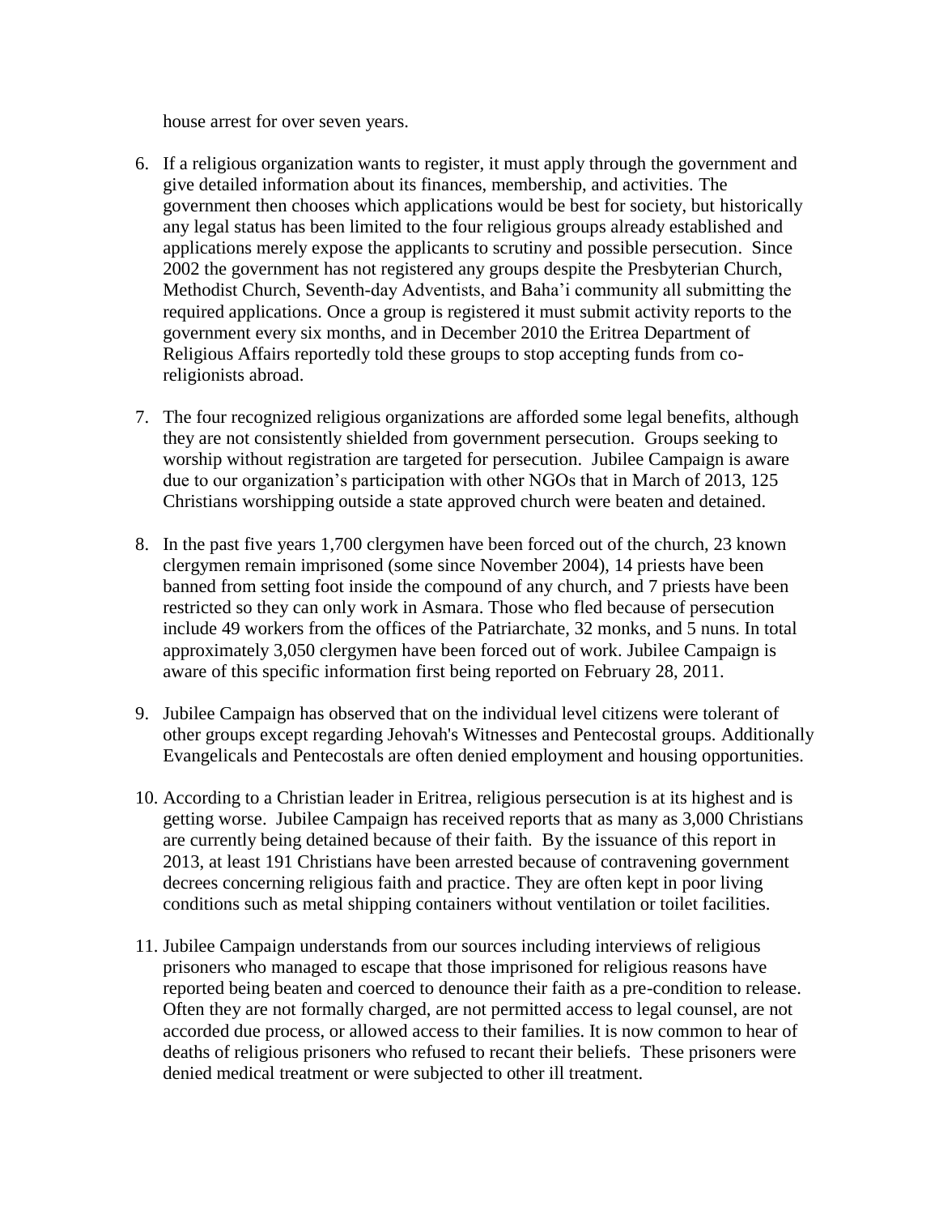house arrest for over seven years.

6. If a religious organization wants to register, it must apply through the government and give detailed information about its finances, membership, and activities. The government then chooses which applications would be best for society, but historically any legal status has been limited to the four religious groups already established and applications merely expose the applicants to scrutiny and possible persecution. Since 2002 the government has not registered any groups despite the Presbyterian Church, Methodist Church, Seventh-day Adventists, and Baha'i community all submitting the required applications. Once a group is registered it must submit activity reports to the government every six months, and in December 2010 the Eritrea Department of Religious Affairs reportedly told these groups to stop accepting funds from co-religionists abroad.

7. The four recognized religious organizations are afforded some legal benefits, although they are not consistently shielded from government persecution. Groups seeking to worship without registration are targeted for persecution. Jubilee Campaign is aware due to our organization's participation with other NGOs that in March of 2013, 125 Christians worshipping outside a state approved church were beaten and detained.

8. In the past five years 1,700 clergymen have been forced out of the church, 23 known clergymen remain imprisoned (some since November 2004), 14 priests have been banned from setting foot inside the compound of any church, and 7 priests have been restricted so they can only work in Asmara. Those who fled because of persecution include 49 workers from the offices of the Patriarchate, 32 monks, and 5 nuns. In total approximately 3,050 clergymen have been forced out of work. Jubilee Campaign is aware of this specific information first being reported on February 28, 2011.

9. Jubilee Campaign has observed that on the individual level citizens were tolerant of other groups except regarding Jehovah's Witnesses and Pentecostal groups. Additionally Evangelicals and Pentecostals are often denied employment and housing opportunities.

10. According to a Christian leader in Eritrea, religious persecution is at its highest and is getting worse. Jubilee Campaign has received reports that as many as 3,000 Christians are currently being detained because of their faith. By the issuance of this report in 2013, at least 191 Christians have been arrested because of contravening government decrees concerning religious faith and practice. They are often kept in poor living conditions such as metal shipping containers without ventilation or toilet facilities.

11. Jubilee Campaign understands from our sources including interviews of religious prisoners who managed to escape that those imprisoned for religious reasons have reported being beaten and coerced to denounce their faith as a pre-condition to release. Often they are not formally charged, are not permitted access to legal counsel, are not accorded due process, or allowed access to their families. It is now common to hear of deaths of religious prisoners who refused to recant their beliefs. These prisoners were denied medical treatment or were subjected to other ill treatment.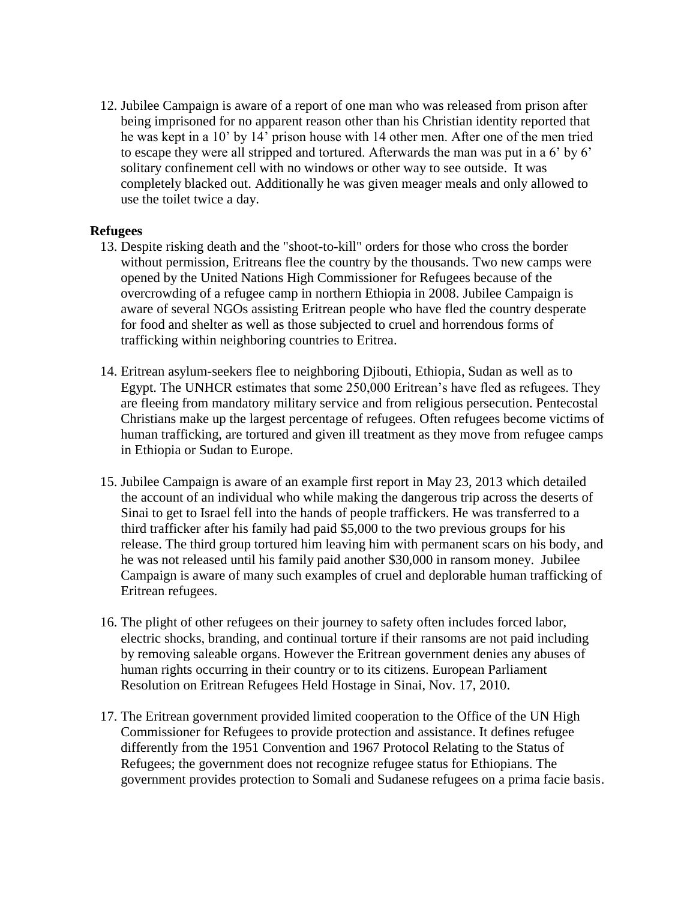12. Jubilee Campaign is aware of a report of one man who was released from prison after being imprisoned for no apparent reason other than his Christian identity reported that he was kept in a 10' by 14' prison house with 14 other men. After one of the men tried to escape they were all stripped and tortured. Afterwards the man was put in a 6' by 6' solitary confinement cell with no windows or other way to see outside. It was completely blacked out. Additionally he was given meager meals and only allowed to use the toilet twice a day.

**Refugees**

13. Despite risking death and the "shoot-to-kill" orders for those who cross the border without permission, Eritreans flee the country by the thousands. Two new camps were opened by the United Nations High Commissioner for Refugees because of the overcrowding of a refugee camp in northern Ethiopia in 2008. Jubilee Campaign is aware of several NGOs assisting Eritrean people who have fled the country desperate for food and shelter as well as those subjected to cruel and horrendous forms of trafficking within neighboring countries to Eritrea.

14. Eritrean asylum-seekers flee to neighboring Djibouti, Ethiopia, Sudan as well as to Egypt. The UNHCR estimates that some 250,000 Eritrean's have fled as refugees. They are fleeing from mandatory military service and from religious persecution. Pentecostal Christians make up the largest percentage of refugees. Often refugees become victims of human trafficking, are tortured and given ill treatment as they move from refugee camps in Ethiopia or Sudan to Europe.

15. Jubilee Campaign is aware of an example first report in May 23, 2013 which detailed the account of an individual who while making the dangerous trip across the deserts of Sinai to get to Israel fell into the hands of people traffickers. He was transferred to a third trafficker after his family had paid $5,000 to the two previous groups for his release. The third group tortured him leaving him with permanent scars on his body, and he was not released until his family paid another $30,000 in ransom money. Jubilee Campaign is aware of many such examples of cruel and deplorable human trafficking of Eritrean refugees.

16. The plight of other refugees on their journey to safety often includes forced labor, electric shocks, branding, and continual torture if their ransoms are not paid including by removing saleable organs. However the Eritrean government denies any abuses of human rights occurring in their country or to its citizens. European Parliament Resolution on Eritrean Refugees Held Hostage in Sinai, Nov. 17, 2010.

17. The Eritrean government provided limited cooperation to the Office of the UN High Commissioner for Refugees to provide protection and assistance. It defines refugee differently from the 1951 Convention and 1967 Protocol Relating to the Status of Refugees; the government does not recognize refugee status for Ethiopians. The government provides protection to Somali and Sudanese refugees on a prima facie basis.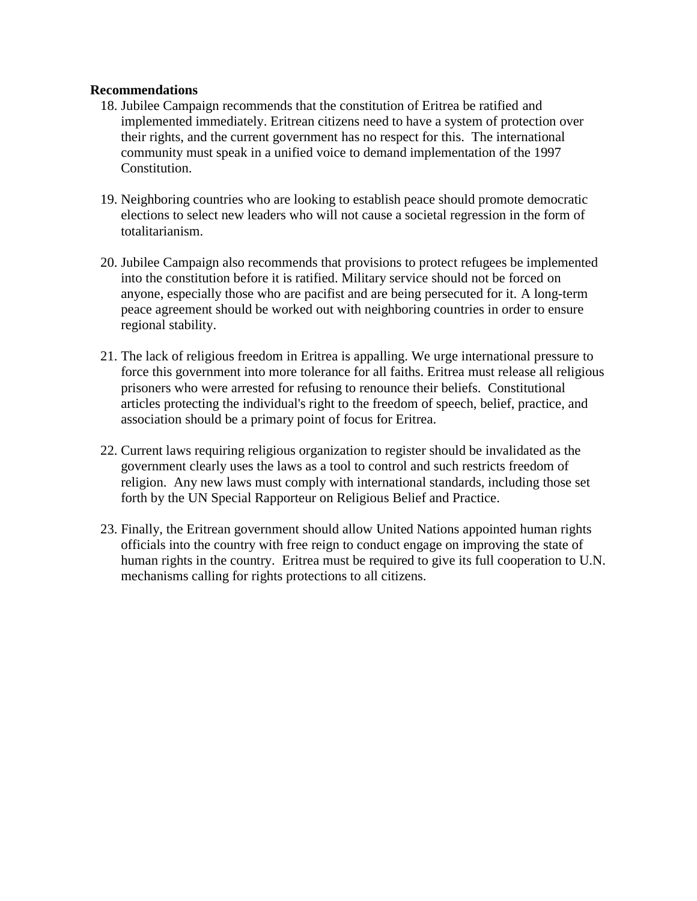**Recommendations**

18. Jubilee Campaign recommends that the constitution of Eritrea be ratified and implemented immediately. Eritrean citizens need to have a system of protection over their rights, and the current government has no respect for this. The international community must speak in a unified voice to demand implementation of the 1997 Constitution.

19. Neighboring countries who are looking to establish peace should promote democratic elections to select new leaders who will not cause a societal regression in the form of totalitarianism.

20. Jubilee Campaign also recommends that provisions to protect refugees be implemented into the constitution before it is ratified. Military service should not be forced on anyone, especially those who are pacifist and are being persecuted for it. A long-term peace agreement should be worked out with neighboring countries in order to ensure regional stability.

21. The lack of religious freedom in Eritrea is appalling. We urge international pressure to force this government into more tolerance for all faiths. Eritrea must release all religious prisoners who were arrested for refusing to renounce their beliefs. Constitutional articles protecting the individual's right to the freedom of speech, belief, practice, and association should be a primary point of focus for Eritrea.

22. Current laws requiring religious organization to register should be invalidated as the government clearly uses the laws as a tool to control and such restricts freedom of religion. Any new laws must comply with international standards, including those set forth by the UN Special Rapporteur on Religious Belief and Practice.

23. Finally, the Eritrean government should allow United Nations appointed human rights officials into the country with free reign to conduct engage on improving the state of human rights in the country. Eritrea must be required to give its full cooperation to U.N. mechanisms calling for rights protections to all citizens.